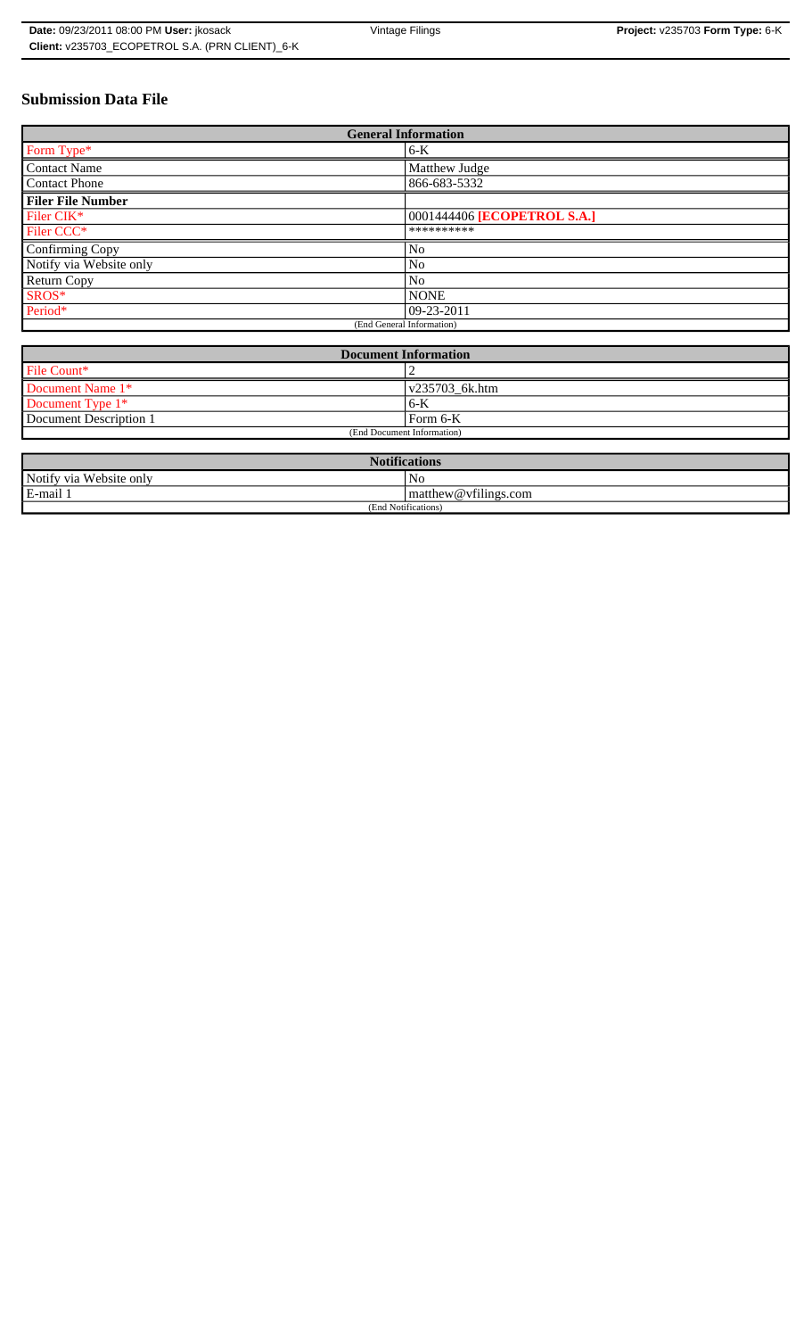**Date:** 09/23/2011 08:00 PM **User:** jkosack | Vintage Filings | **Project:** v235703 **Form Type:** 6-K
**Client:** v235703_ECOPETROL S.A. (PRN CLIENT)_6-K

# Submission Data File

| General Information | |
|---|---|
| Form Type* | 6-K |
| Contact Name | Matthew Judge |
| Contact Phone | 866-683-5332 |
| **Filer File Number** | |
| Filer CIK* | 0001444406 **[ECOPETROL S.A.]** |
| Filer CCC* | ********** |
| Confirming Copy | No |
| Notify via Website only | No |
| Return Copy | No |
| SROS* | NONE |
| Period* | 09-23-2011 |
| (End General Information) | |

| Document Information | |
|---|---|
| File Count* | 2 |
| Document Name 1* | v235703_6k.htm |
| Document Type 1* | 6-K |
| Document Description 1 | Form 6-K |
| (End Document Information) | |

| Notifications | |
|---|---|
| Notify via Website only | No |
| E-mail 1 | matthew@vfilings.com |
| (End Notifications) | |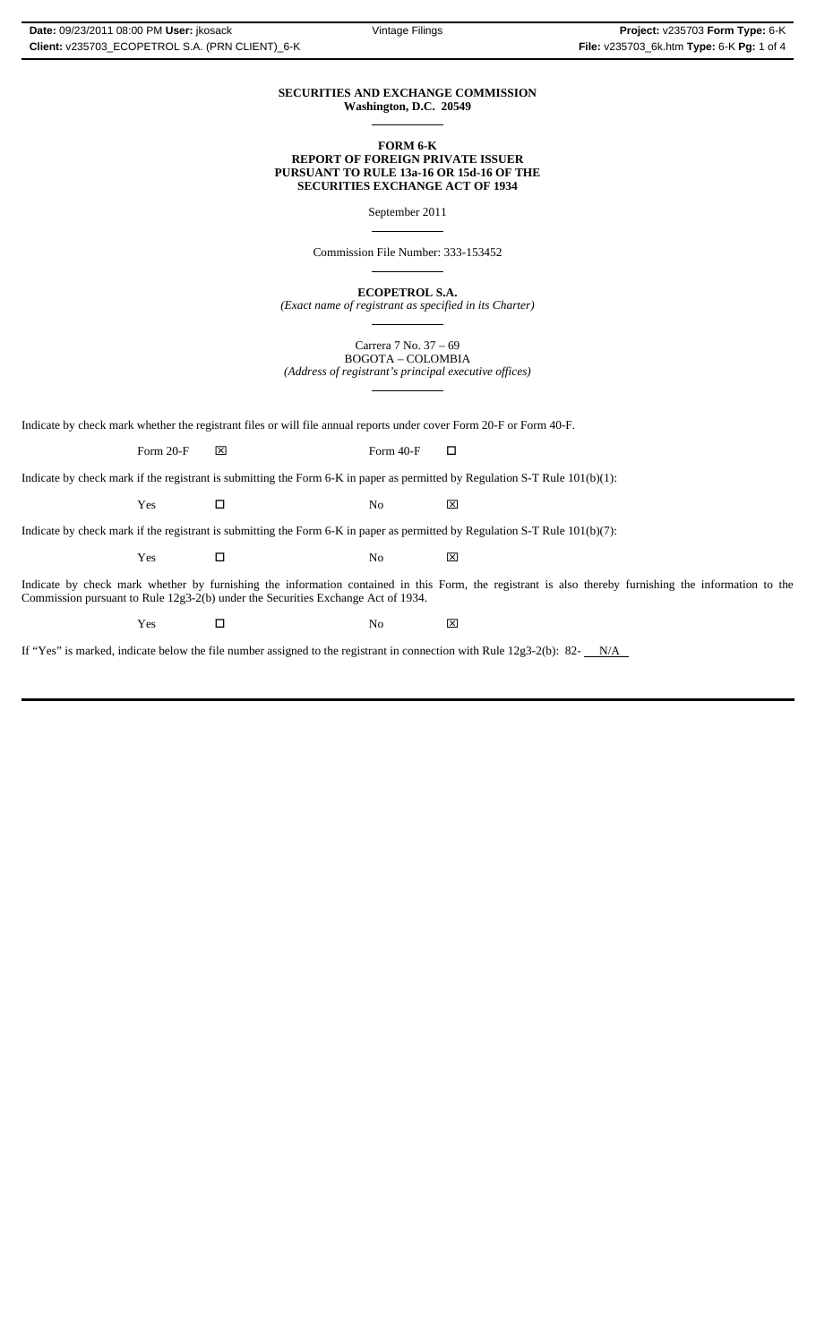**SECURITIES AND EXCHANGE COMMISSION**
**Washington, D.C. 20549**

**FORM 6-K**
**REPORT OF FOREIGN PRIVATE ISSUER**
**PURSUANT TO RULE 13a-16 OR 15d-16 OF THE**
**SECURITIES EXCHANGE ACT OF 1934**

September 2011

Commission File Number: 333-153452

**ECOPETROL S.A.**
*(Exact name of registrant as specified in its Charter)*

Carrera 7 No. 37 – 69
BOGOTA – COLOMBIA
*(Address of registrant's principal executive offices)*

Indicate by check mark whether the registrant files or will file annual reports under cover Form 20-F or Form 40-F.

Form 20-F ☒ Form 40-F ☐

Indicate by check mark if the registrant is submitting the Form 6-K in paper as permitted by Regulation S-T Rule 101(b)(1):

Yes ☐ No ☒

Indicate by check mark if the registrant is submitting the Form 6-K in paper as permitted by Regulation S-T Rule 101(b)(7):

Yes ☐ No ☒

Indicate by check mark whether by furnishing the information contained in this Form, the registrant is also thereby furnishing the information to the Commission pursuant to Rule 12g3-2(b) under the Securities Exchange Act of 1934.

Yes ☐ No ☒

If "Yes" is marked, indicate below the file number assigned to the registrant in connection with Rule 12g3-2(b): 82- N/A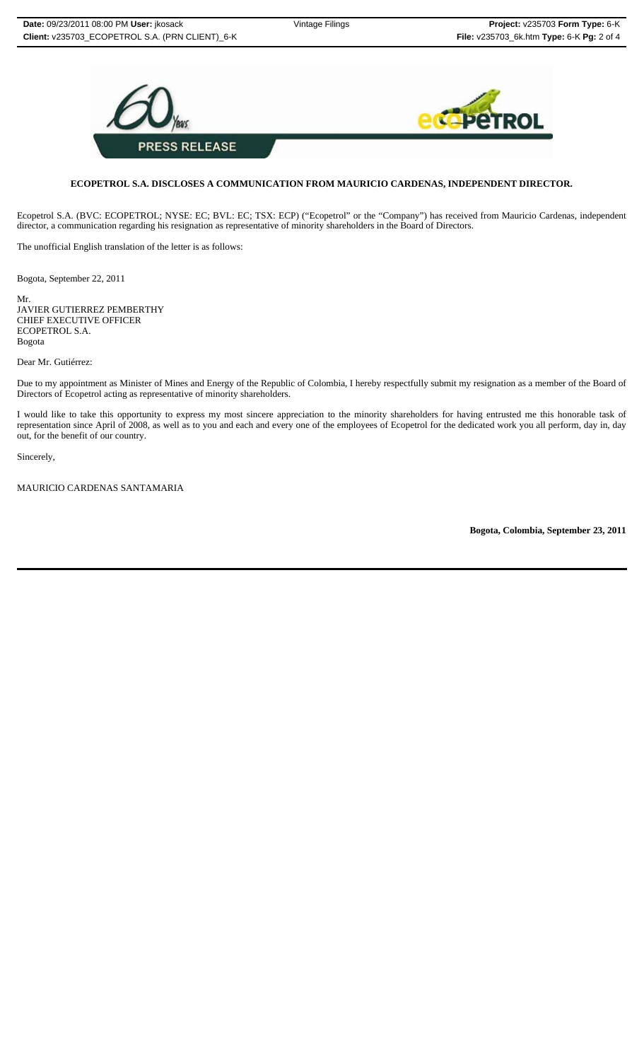**PRESS RELEASE**

**ECOPETROL S.A. DISCLOSES A COMMUNICATION FROM MAURICIO CARDENAS, INDEPENDENT DIRECTOR.**

Ecopetrol S.A. (BVC: ECOPETROL; NYSE: EC; BVL: EC; TSX: ECP) ("Ecopetrol" or the "Company") has received from Mauricio Cardenas, independent director, a communication regarding his resignation as representative of minority shareholders in the Board of Directors.

The unofficial English translation of the letter is as follows:

Bogota, September 22, 2011

Mr.
JAVIER GUTIERREZ PEMBERTHY
CHIEF EXECUTIVE OFFICER
ECOPETROL S.A.
Bogota

Dear Mr. Gutiérrez:

Due to my appointment as Minister of Mines and Energy of the Republic of Colombia, I hereby respectfully submit my resignation as a member of the Board of Directors of Ecopetrol acting as representative of minority shareholders.

I would like to take this opportunity to express my most sincere appreciation to the minority shareholders for having entrusted me this honorable task of representation since April of 2008, as well as to you and each and every one of the employees of Ecopetrol for the dedicated work you all perform, day in, day out, for the benefit of our country.

Sincerely,

MAURICIO CARDENAS SANTAMARIA

**Bogota, Colombia, September 23, 2011**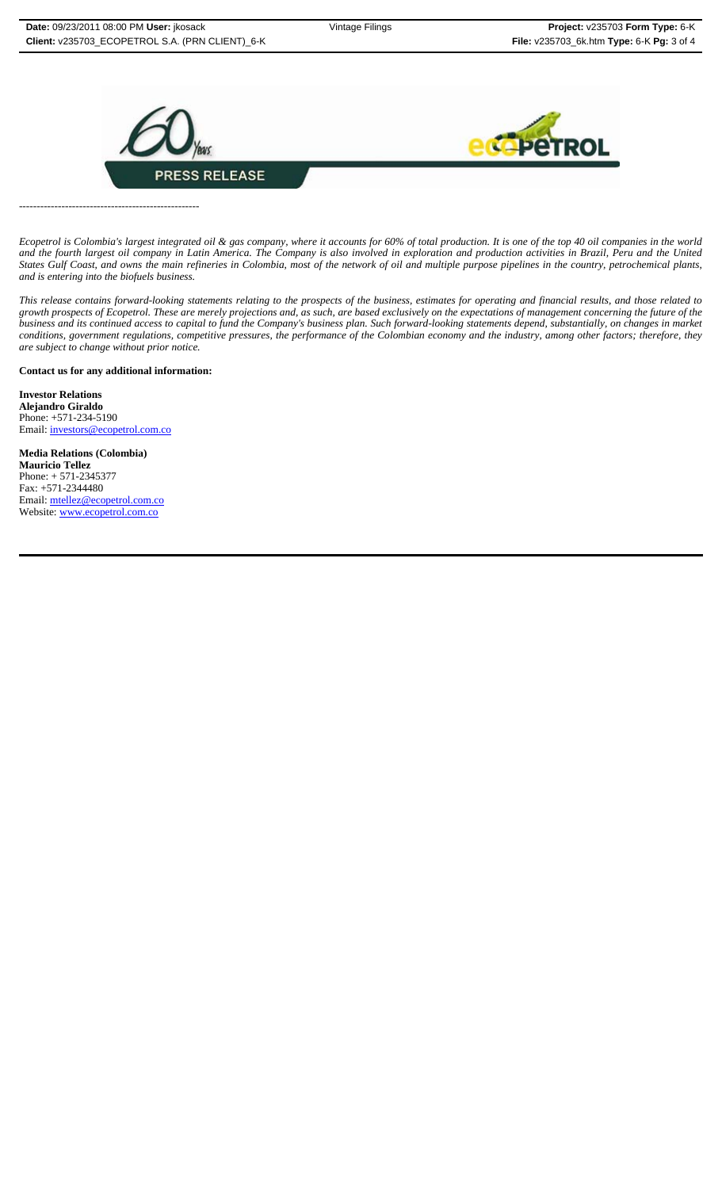**PRESS RELEASE**

---------------------------------------------------

*Ecopetrol is Colombia's largest integrated oil & gas company, where it accounts for 60% of total production. It is one of the top 40 oil companies in the world and the fourth largest oil company in Latin America. The Company is also involved in exploration and production activities in Brazil, Peru and the United States Gulf Coast, and owns the main refineries in Colombia, most of the network of oil and multiple purpose pipelines in the country, petrochemical plants, and is entering into the biofuels business.*

*This release contains forward-looking statements relating to the prospects of the business, estimates for operating and financial results, and those related to growth prospects of Ecopetrol. These are merely projections and, as such, are based exclusively on the expectations of management concerning the future of the business and its continued access to capital to fund the Company's business plan. Such forward-looking statements depend, substantially, on changes in market conditions, government regulations, competitive pressures, the performance of the Colombian economy and the industry, among other factors; therefore, they are subject to change without prior notice.*

**Contact us for any additional information:**

**Investor Relations**
**Alejandro Giraldo**
Phone: +571-234-5190
Email: investors@ecopetrol.com.co

**Media Relations (Colombia)**
**Mauricio Tellez**
Phone: + 571-2345377
Fax: +571-2344480
Email: mtellez@ecopetrol.com.co
Website: www.ecopetrol.com.co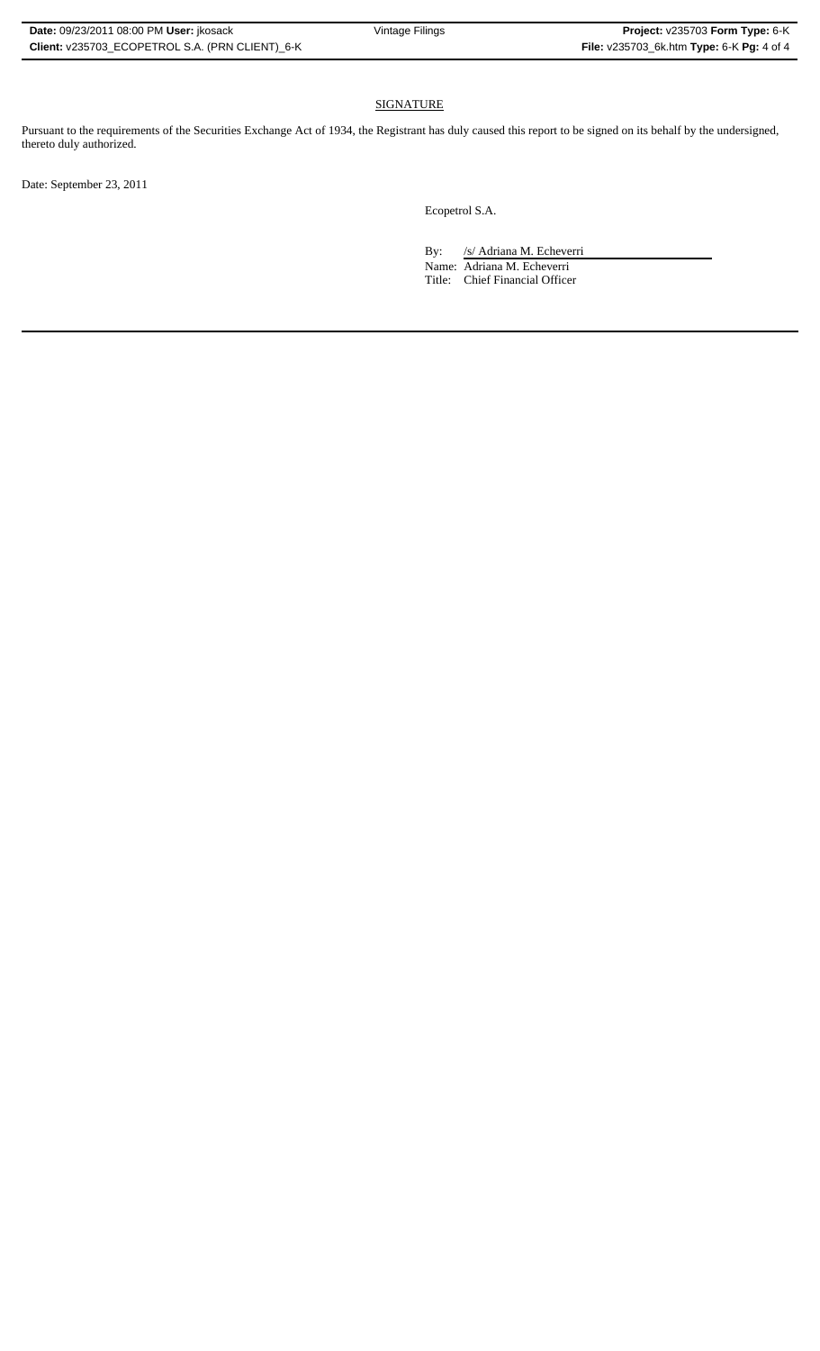## SIGNATURE

Pursuant to the requirements of the Securities Exchange Act of 1934, the Registrant has duly caused this report to be signed on its behalf by the undersigned, thereto duly authorized.

Date: September 23, 2011

Ecopetrol S.A.

By: /s/ Adriana M. Echeverri

Name: Adriana M. Echeverri

Title: Chief Financial Officer